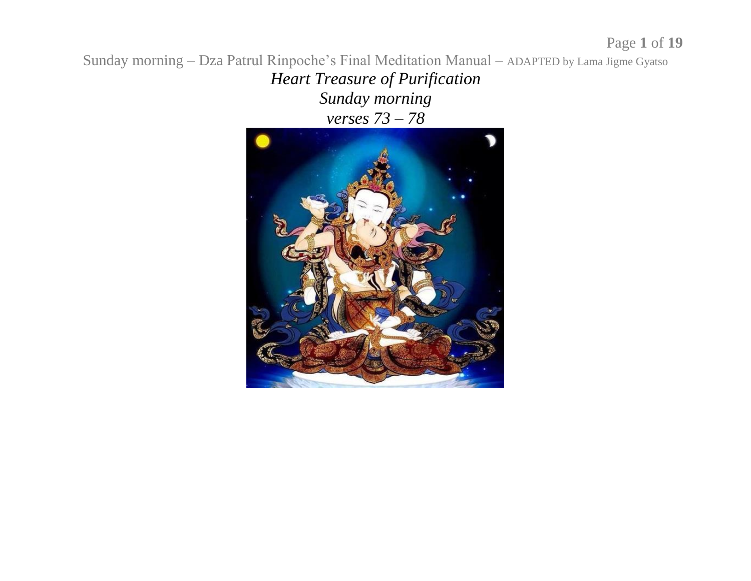*Heart Treasure of Purification*

*Sunday morning*

*verses 73 – 78*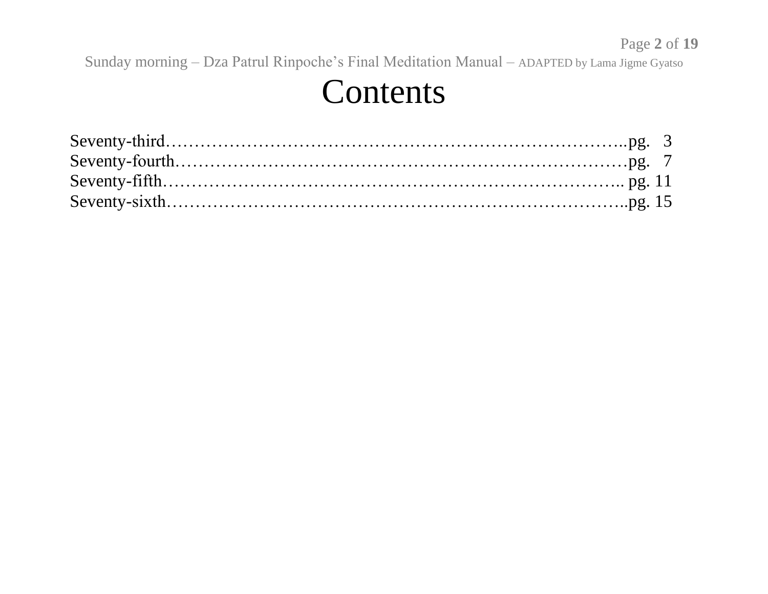# Contents

Seventy-third………………………………………………………………………..pg. 3
Seventy-fourth………………………………………………………………………pg. 7
Seventy-fifth……………………………………………………………………….. pg. 11
Seventy-sixth………………………………………………………………………..pg. 15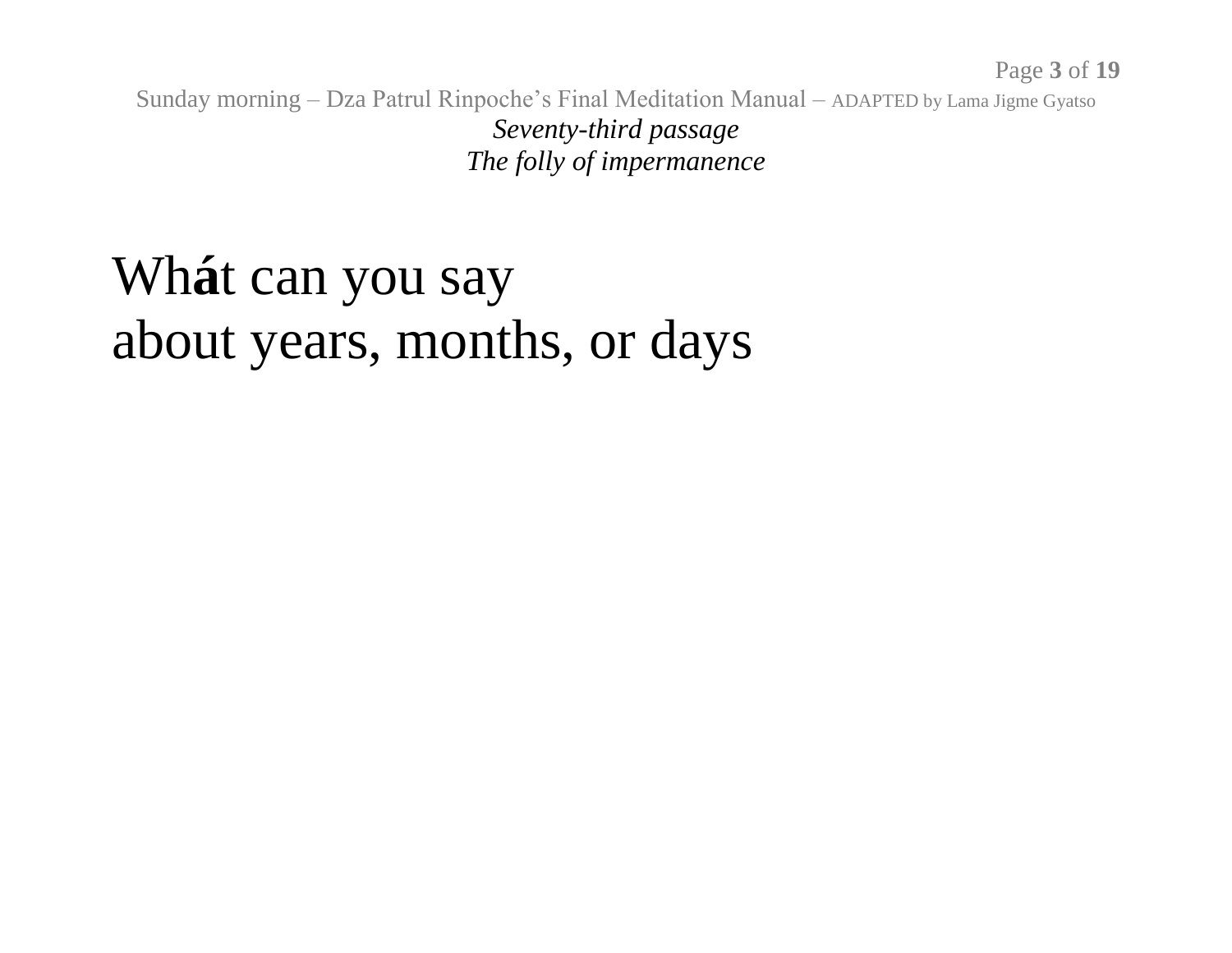*Seventy-third passage*
*The folly of impermanence*

Wh**á**t can you say
about years, months, or days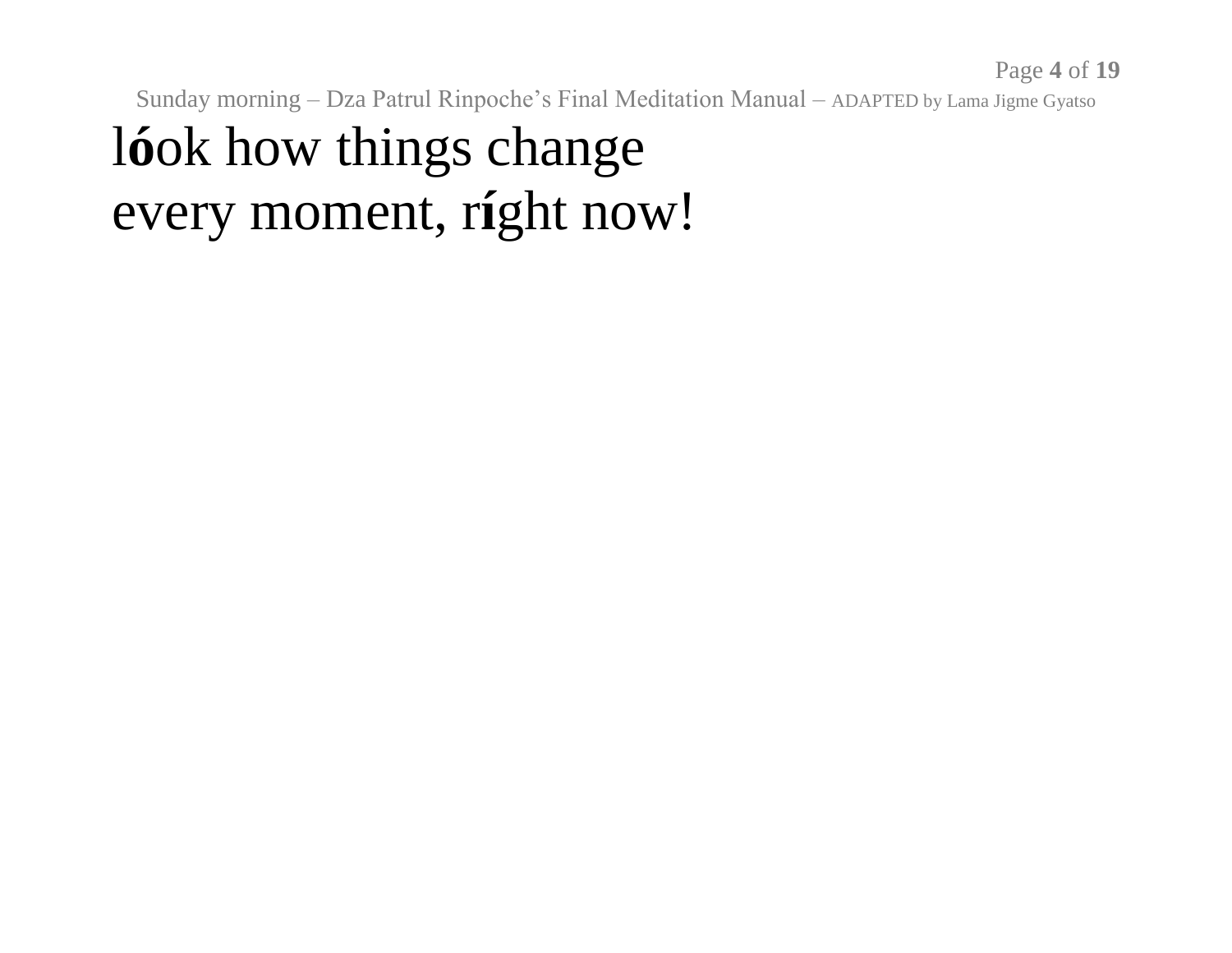l**ó**ok how things change
every moment, r**í**ght now!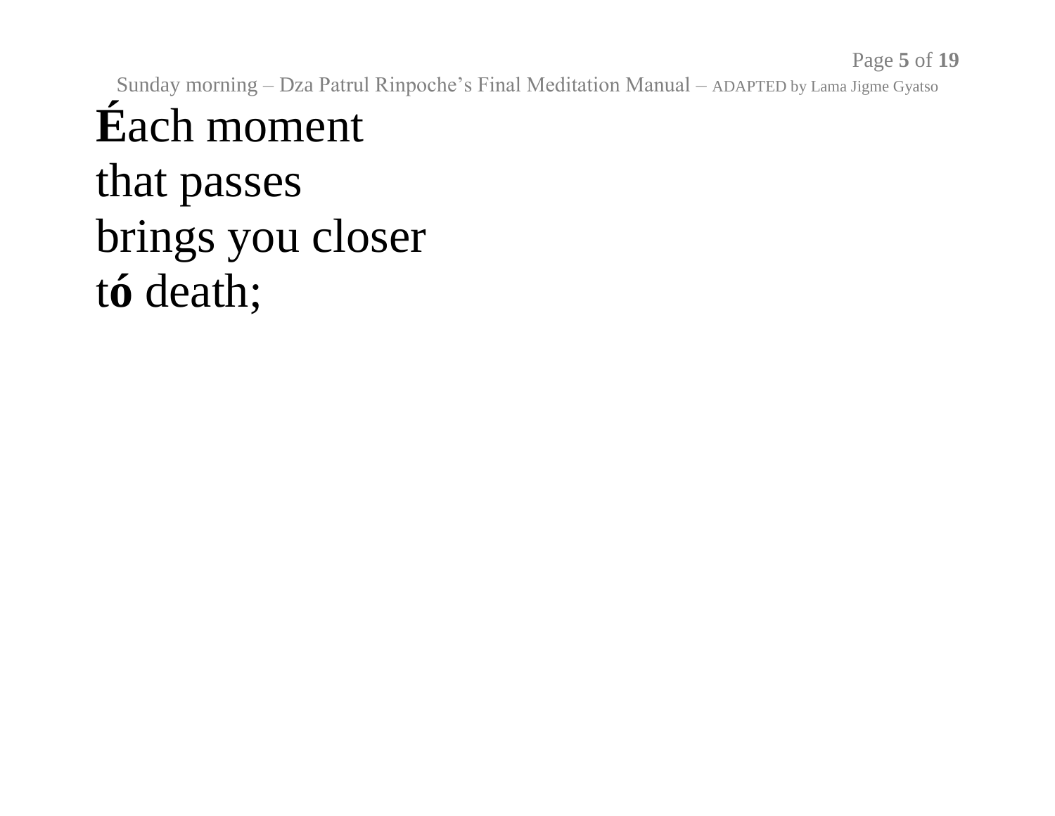**É**ach moment
that passes
brings you closer
t**ó** death;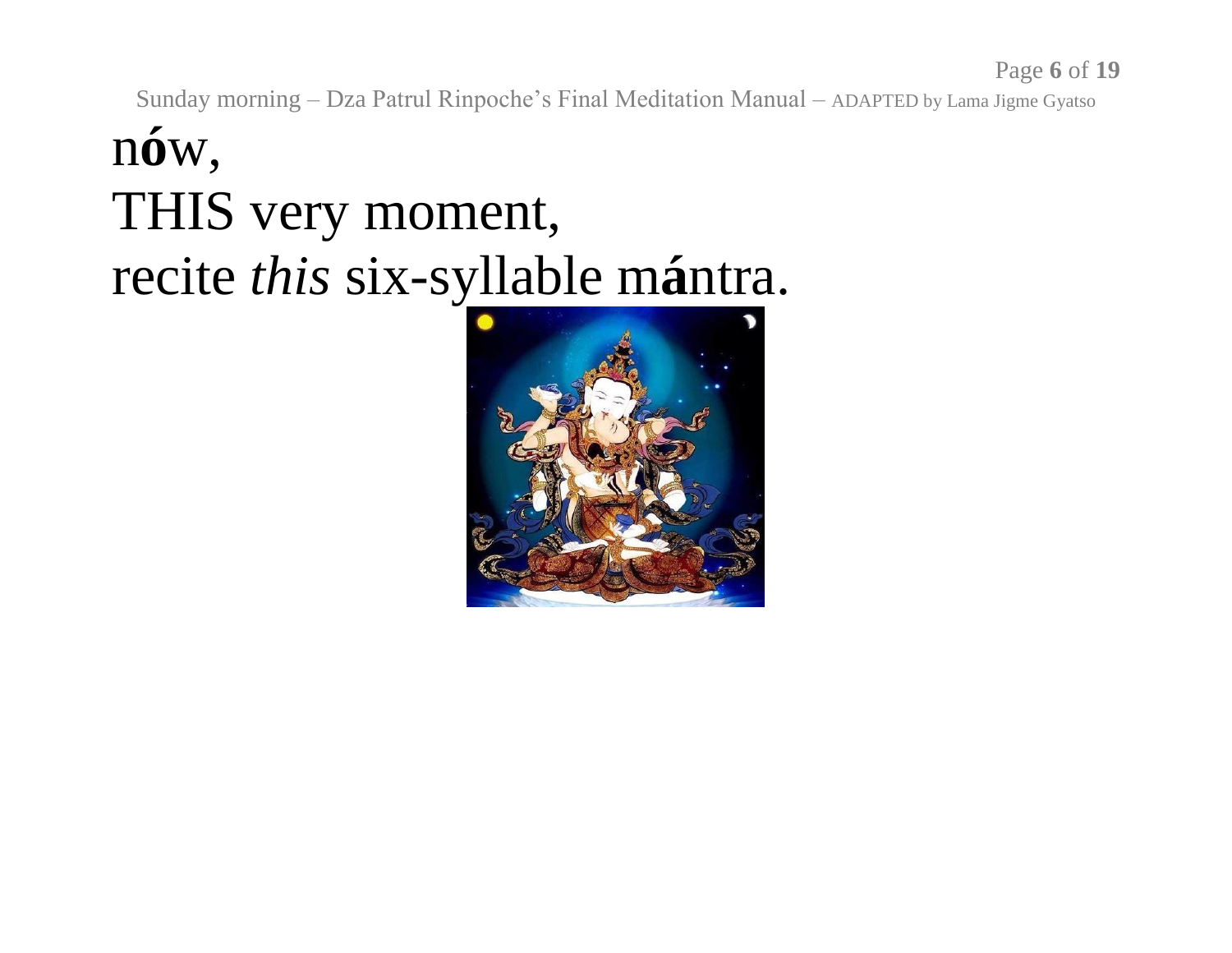n**ó**w,
THIS very moment,
recite *this* six-syllable m**á**ntra.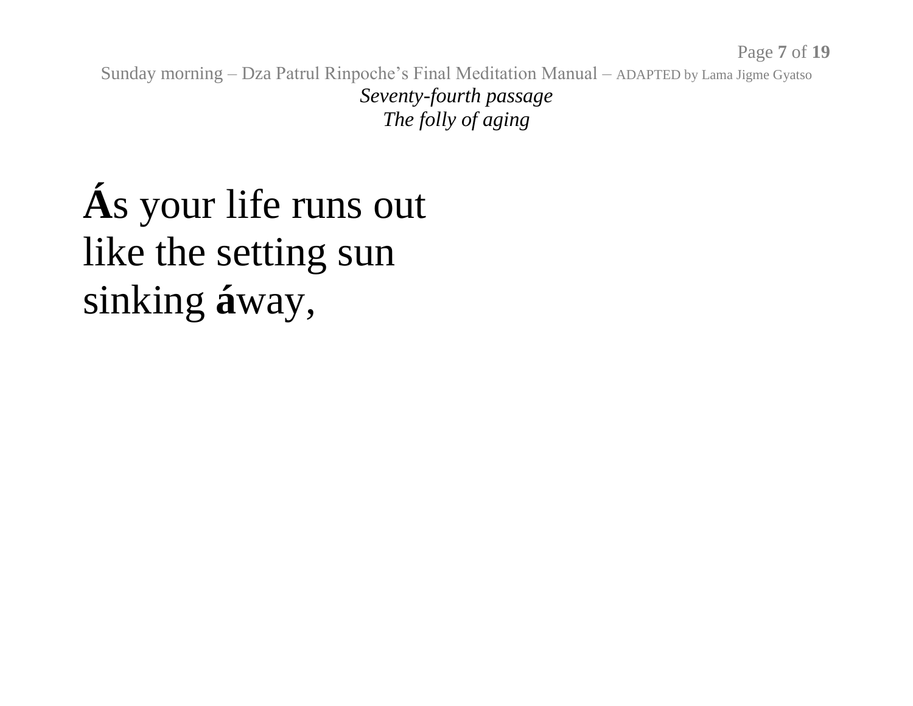*Seventy-fourth passage*
*The folly of aging*

**Á**s your life runs out
like the setting sun
sinking **á**way,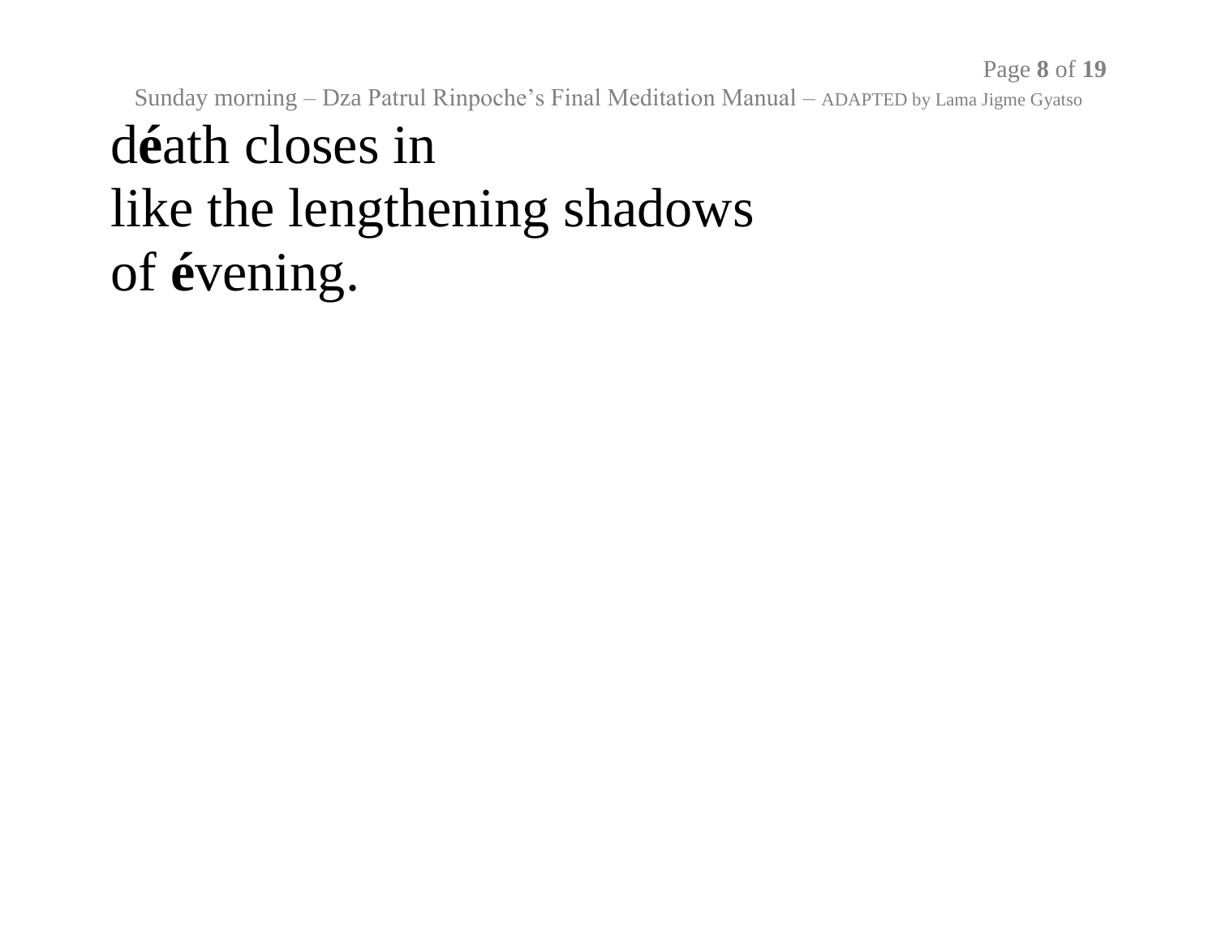d**é**ath closes in
like the lengthening shadows
of **é**vening.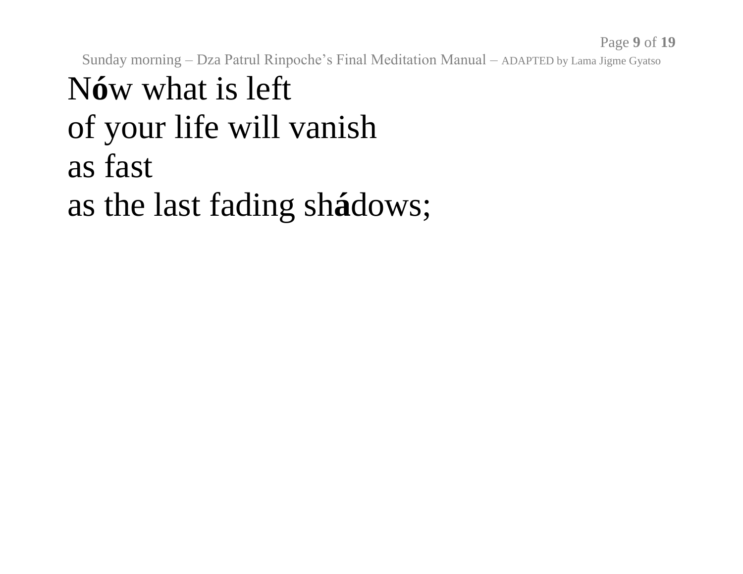N**ó**w what is left
of your life will vanish
as fast
as the last fading sh**á**dows;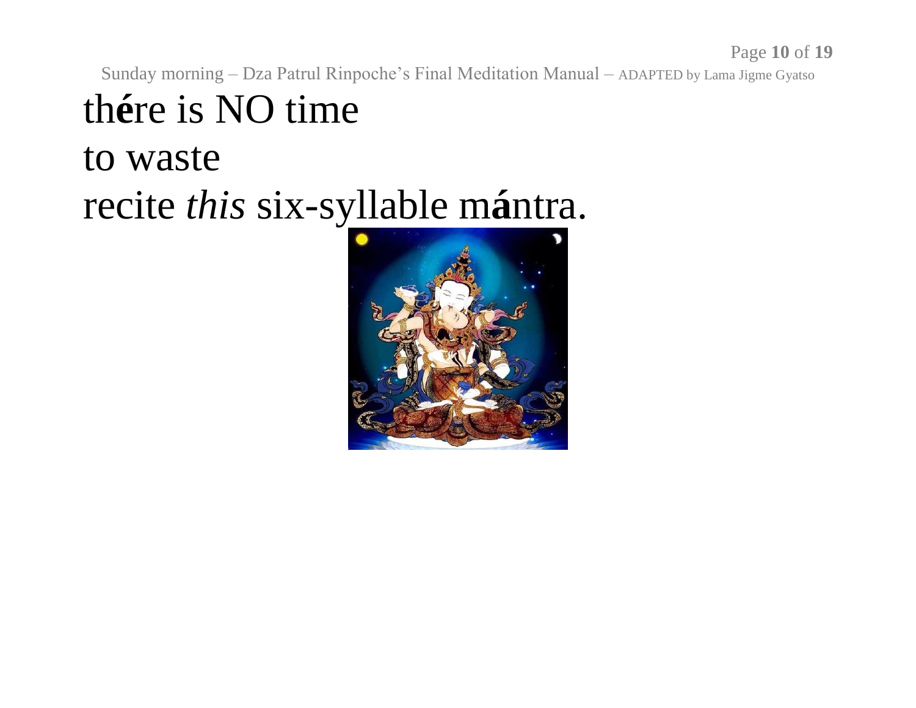th**é**re is NO time

to waste

recite *this* six-syllable m**á**ntra.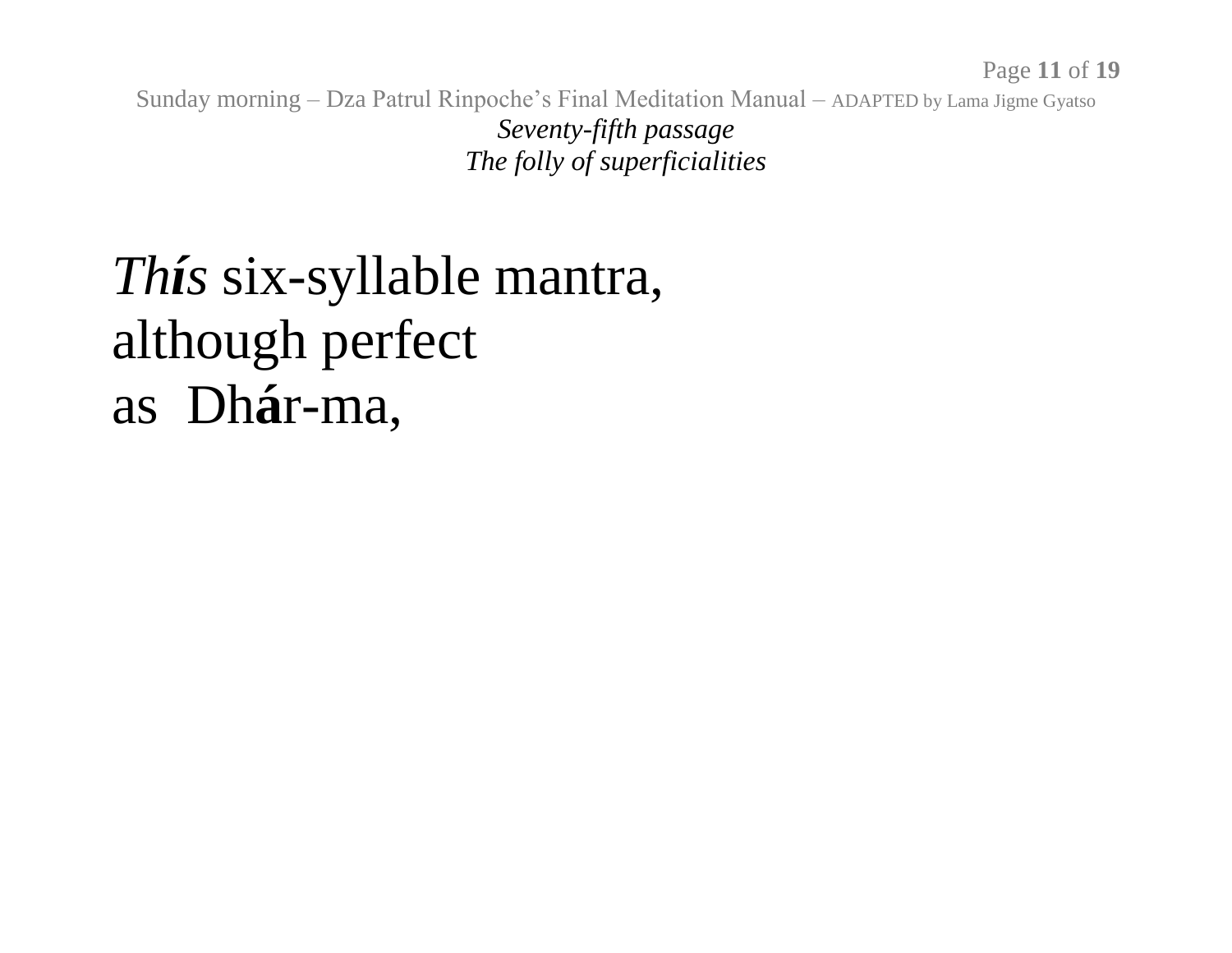*Seventy-fifth passage*
*The folly of superficialities*

*Th**í**s* six-syllable mantra,
although perfect
as  Dh**á**r-ma,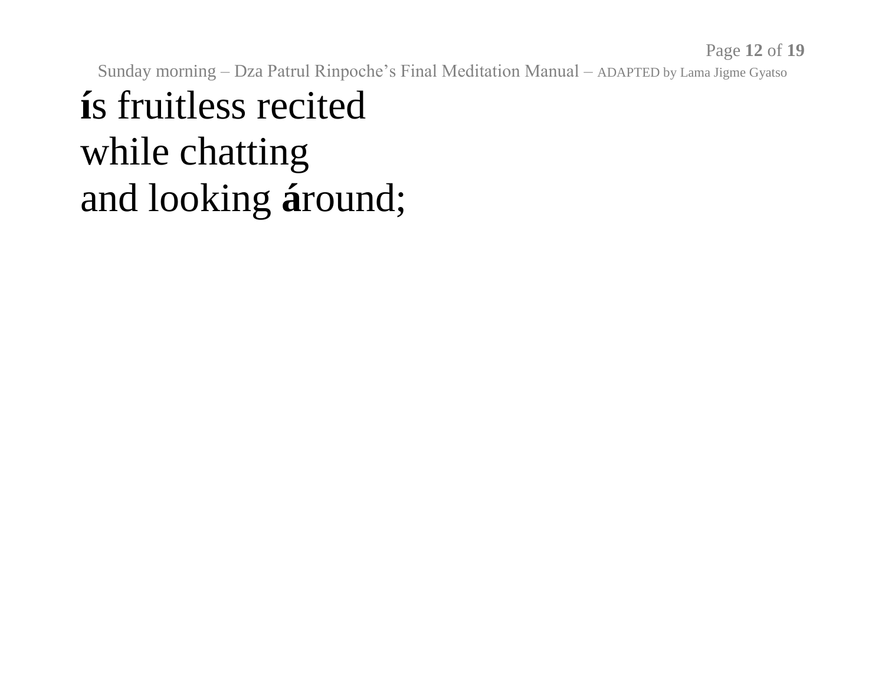**í**s fruitless recited  
while chatting  
and looking **á**round;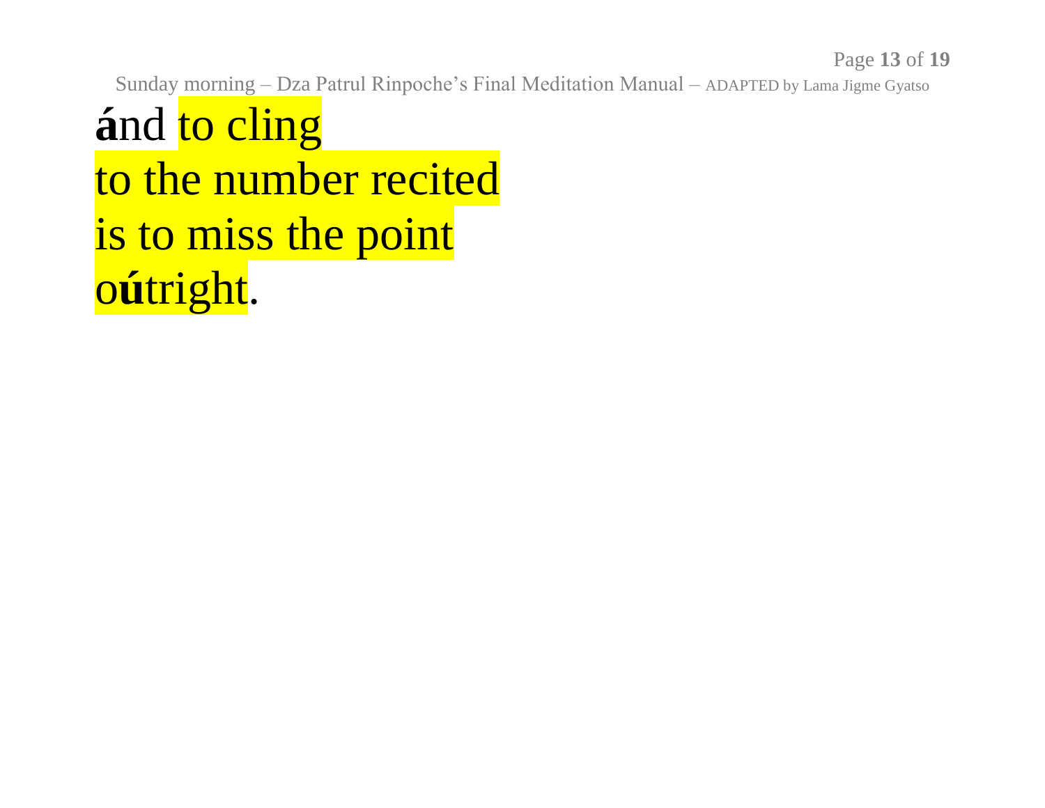**á**nd to cling
to the number recited
is to miss the point
o**ú**tright.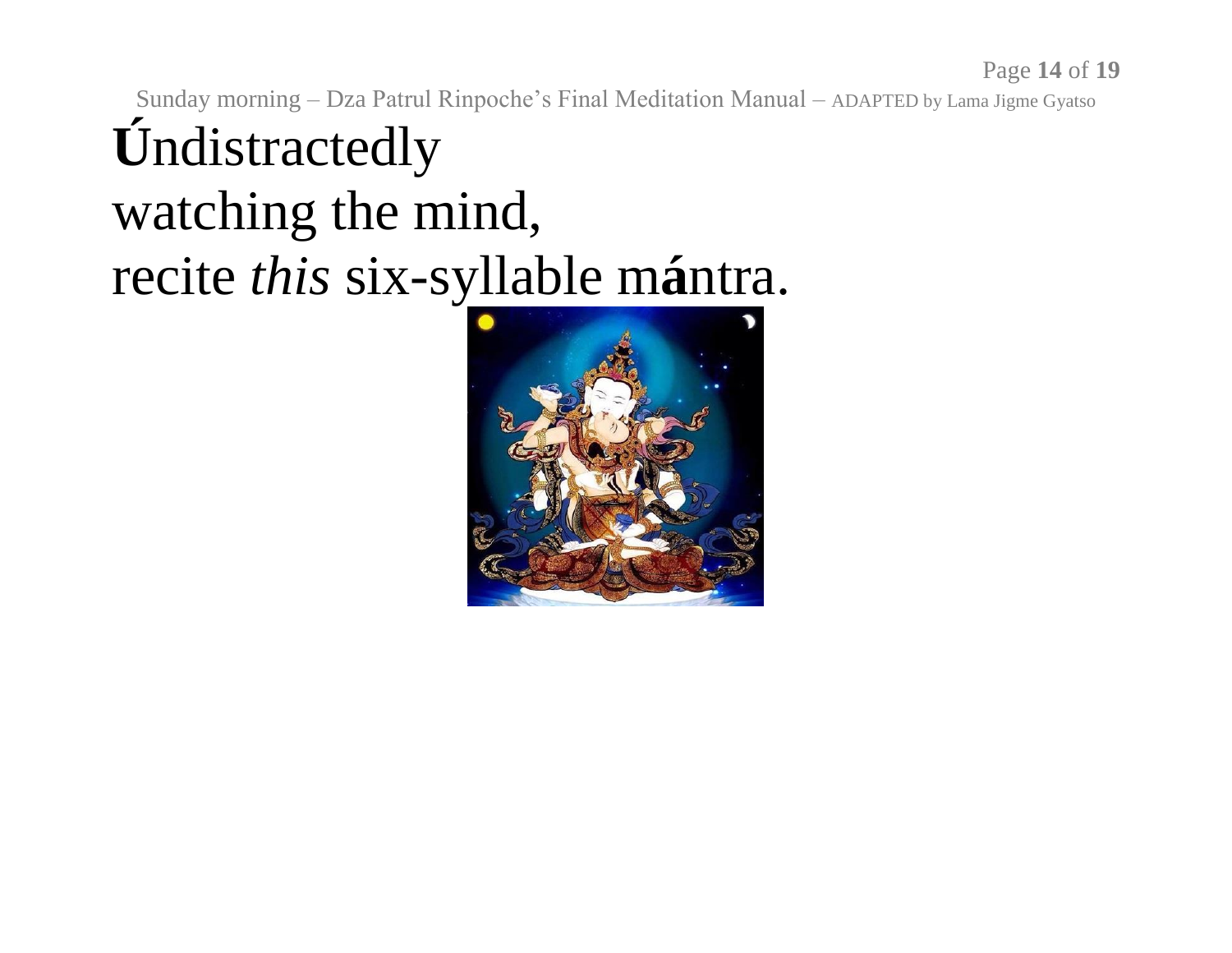**Ú**ndistractedly
watching the mind,
recite *this* six-syllable m**á**ntra.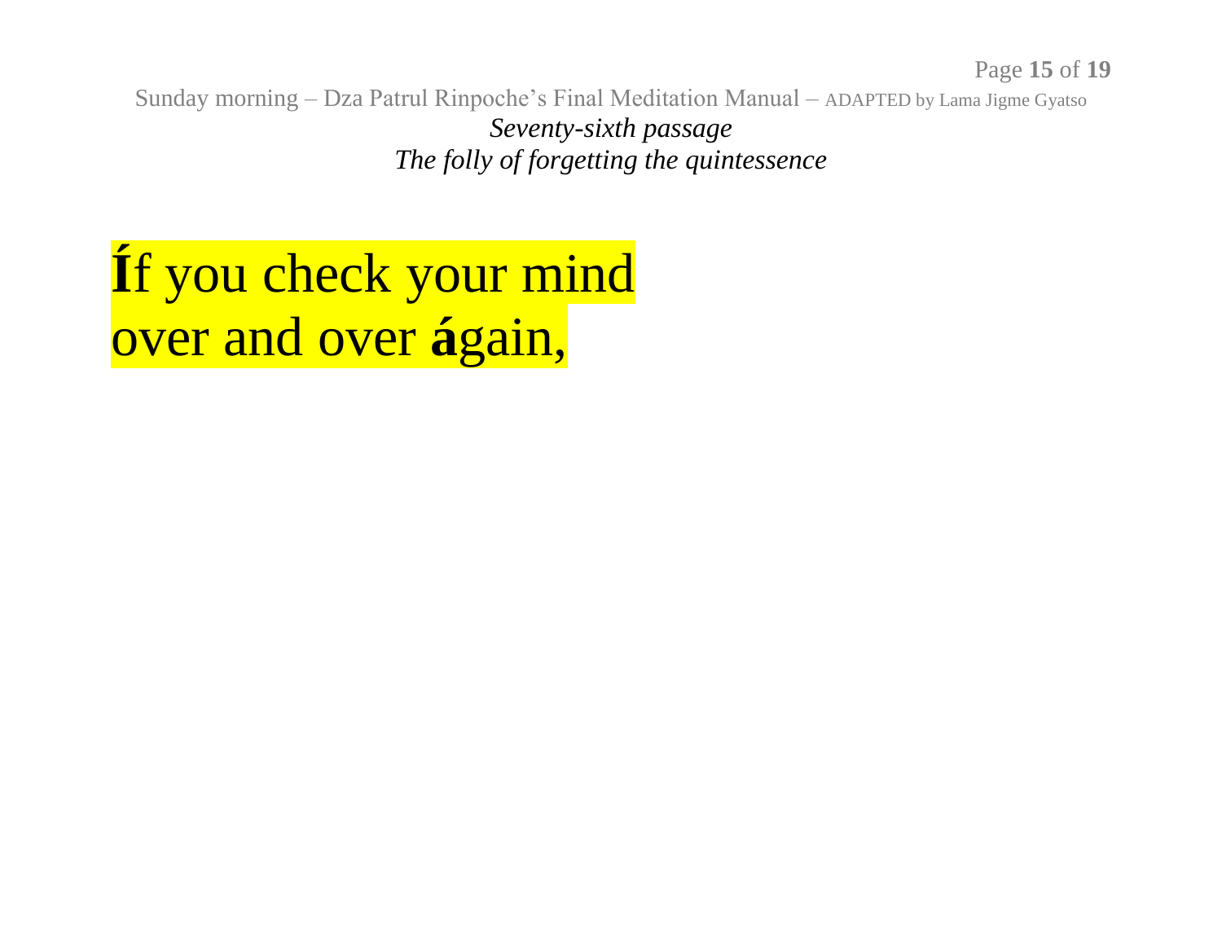*Seventy-sixth passage*
*The folly of forgetting the quintessence*

**Í**f you check your mind
over and over **á**gain,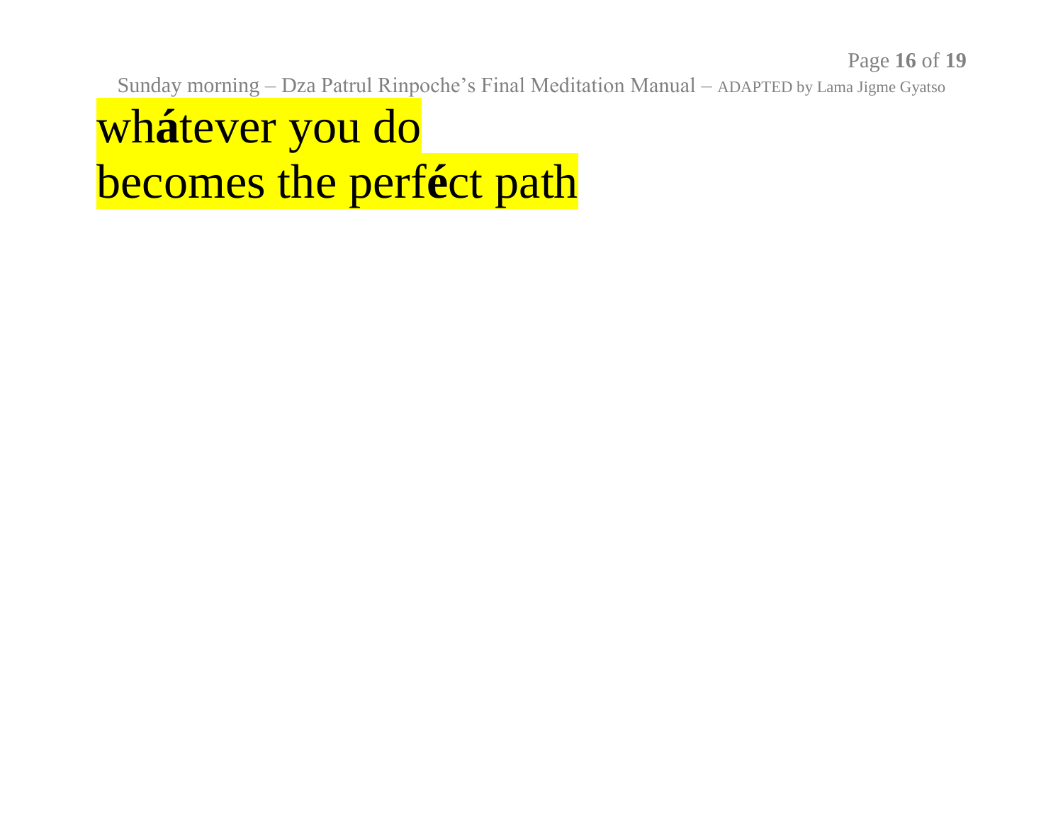wh**á**tever you do
becomes the perf**é**ct path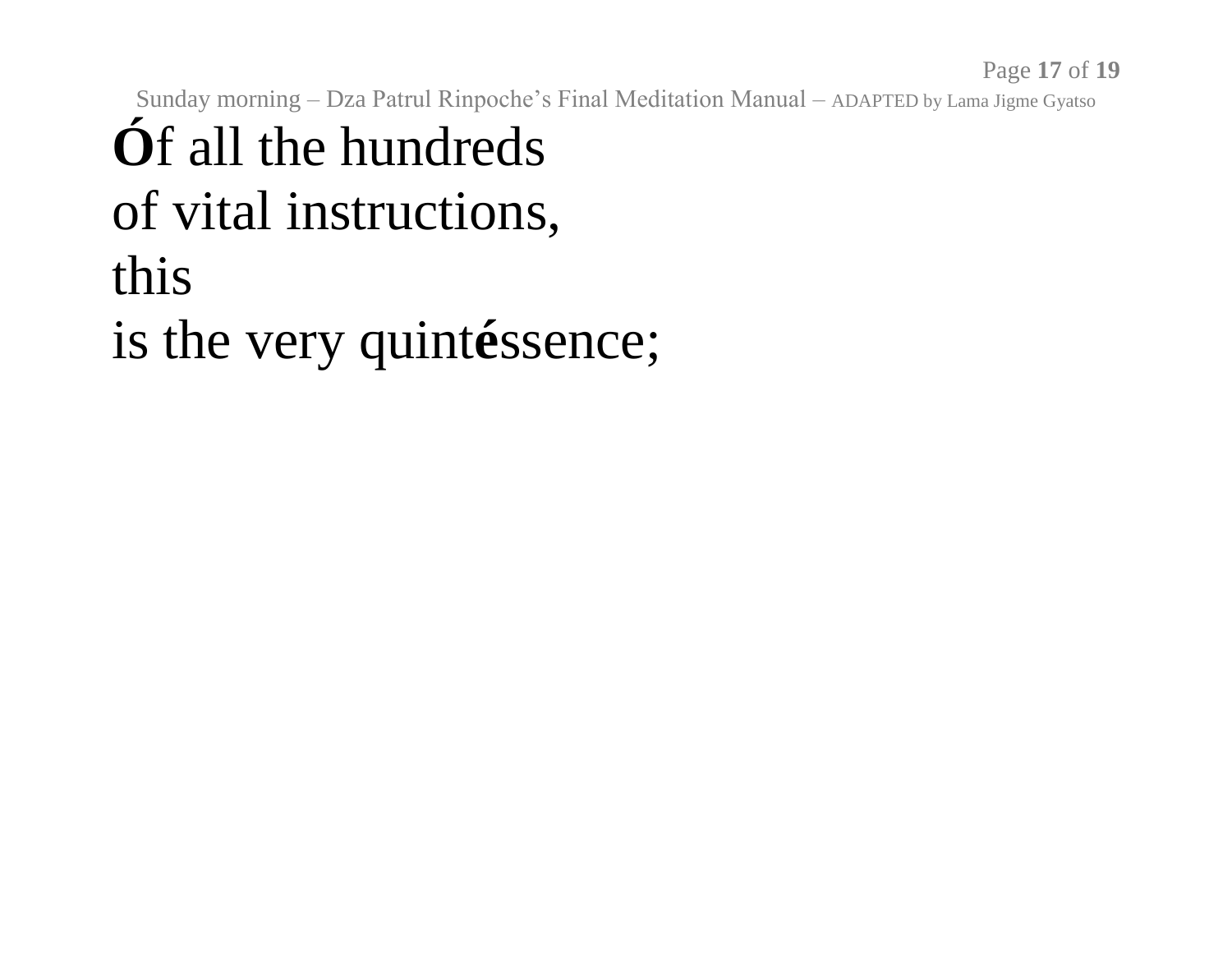**Ó**f all the hundreds
of vital instructions,
this
is the very quint**é**ssence;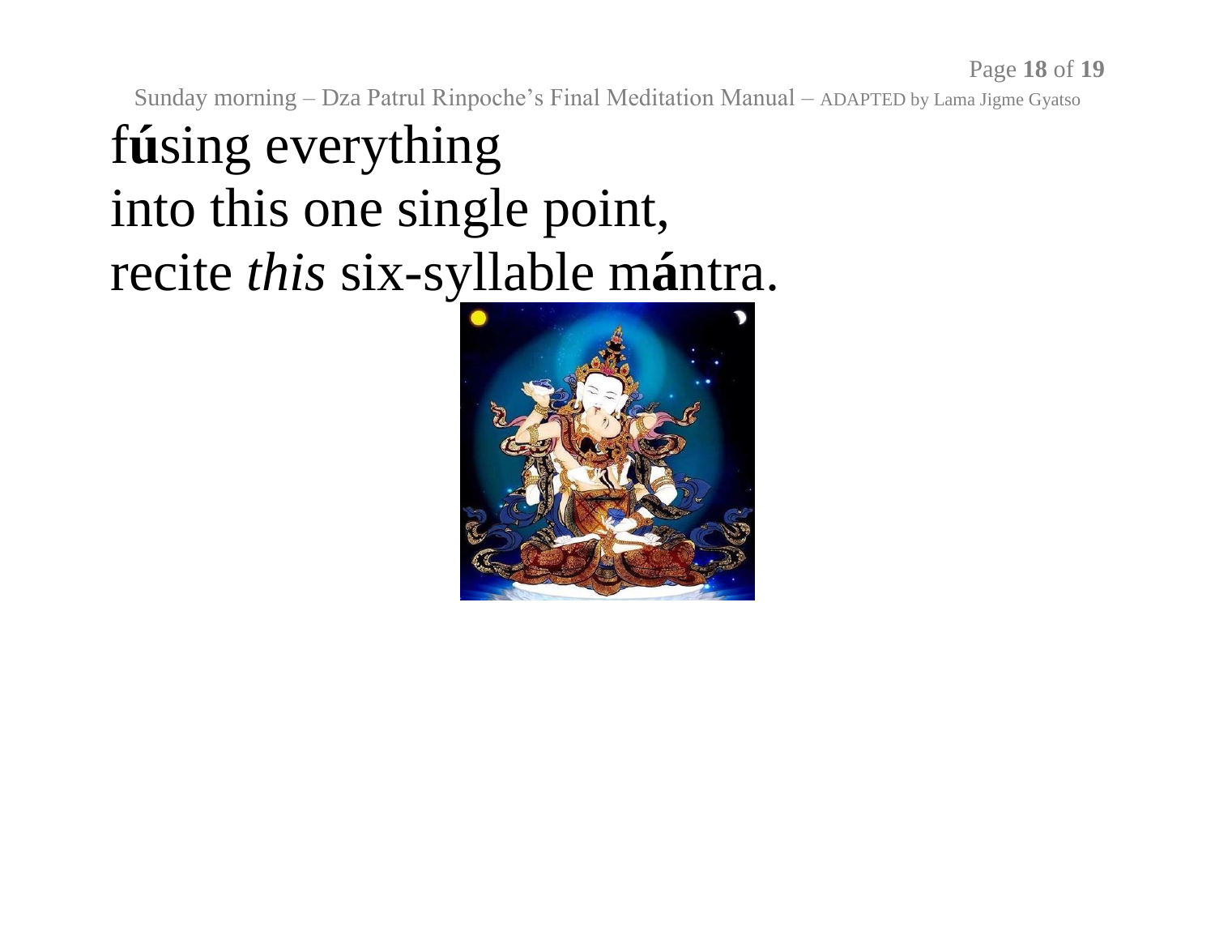f**ú**sing everything
into this one single point,
recite *this* six-syllable m**á**ntra.